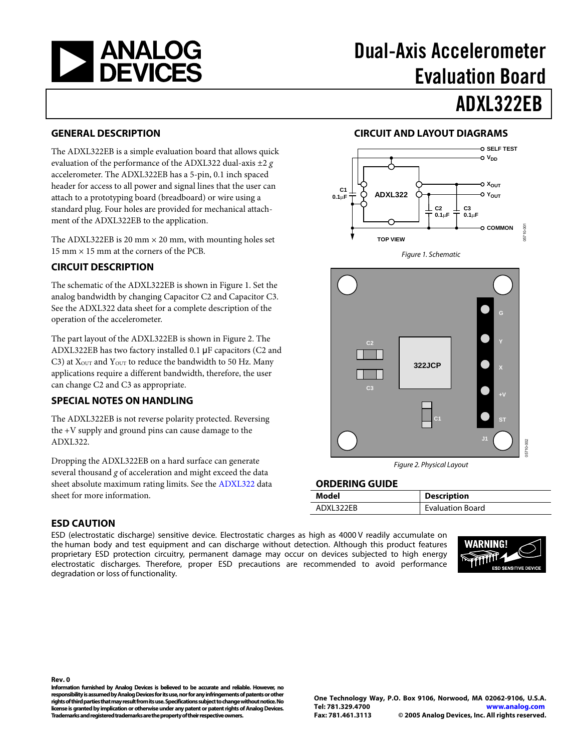# Dual-Axis Accelerometer Evaluation Board

# ADXL322EB

## GENERAL DESCRIPTION

The ADXL322EB is a simple evaluation board that allows quick evaluation of the performance of the ADXL322 dual-axis ±2 *g* accelerometer. The ADXL322EB has a 5-pin, 0.1 inch spaced header for access to all power and signal lines that the user can attach to a prototyping board (breadboard) or wire using a standard plug. Four holes are provided for mechanical attachment of the ADXL322EB to the application.

The ADXL322EB is 20 mm × 20 mm, with mounting holes set 15 mm × 15 mm at the corners of the PCB.

## CIRCUIT DESCRIPTION

The schematic of the ADXL322EB is shown in Figure 1. Set the analog bandwidth by changing Capacitor C2 and Capacitor C3. See the ADXL322 data sheet for a complete description of the operation of the accelerometer.

The part layout of the ADXL322EB is shown in Figure 2. The ADXL322EB has two factory installed 0.1 μF capacitors (C2 and C3) at $X_{OUT}$ and $Y_{OUT}$ to reduce the bandwidth to 50 Hz. Many applications require a different bandwidth, therefore, the user can change C2 and C3 as appropriate.

## SPECIAL NOTES ON HANDLING

The ADXL322EB is not reverse polarity protected. Reversing the +V supply and ground pins can cause damage to the ADXL322.

Dropping the ADXL322EB on a hard surface can generate several thousand *g* of acceleration and might exceed the data sheet absolute maximum rating limits. See the ADXL322 data sheet for more information.

## CIRCUIT AND LAYOUT DIAGRAMS

Figure 1. Schematic

Figure 2. Physical Layout

## ORDERING GUIDE

| Model | Description |
|---|---|
| ADXL322EB | Evaluation Board |

## ESD CAUTION

ESD (electrostatic discharge) sensitive device. Electrostatic charges as high as 4000 V readily accumulate on the human body and test equipment and can discharge without detection. Although this product features proprietary ESD protection circuitry, permanent damage may occur on devices subjected to high energy electrostatic discharges. Therefore, proper ESD precautions are recommended to avoid performance degradation or loss of functionality.

**Rev. 0**

**Information furnished by Analog Devices is believed to be accurate and reliable. However, no responsibility is assumed by Analog Devices for its use, nor for any infringements of patents or other rights of third parties that may result from its use. Specifications subject to change without notice. No license is granted by implication or otherwise under any patent or patent rights of Analog Devices. Trademarks and registered trademarks are the property of their respective owners.**

**One Technology Way, P.O. Box 9106, Norwood, MA 02062-9106, U.S.A.**
**Tel: 781.329.4700 www.analog.com**
**Fax: 781.461.3113 © 2005 Analog Devices, Inc. All rights reserved.**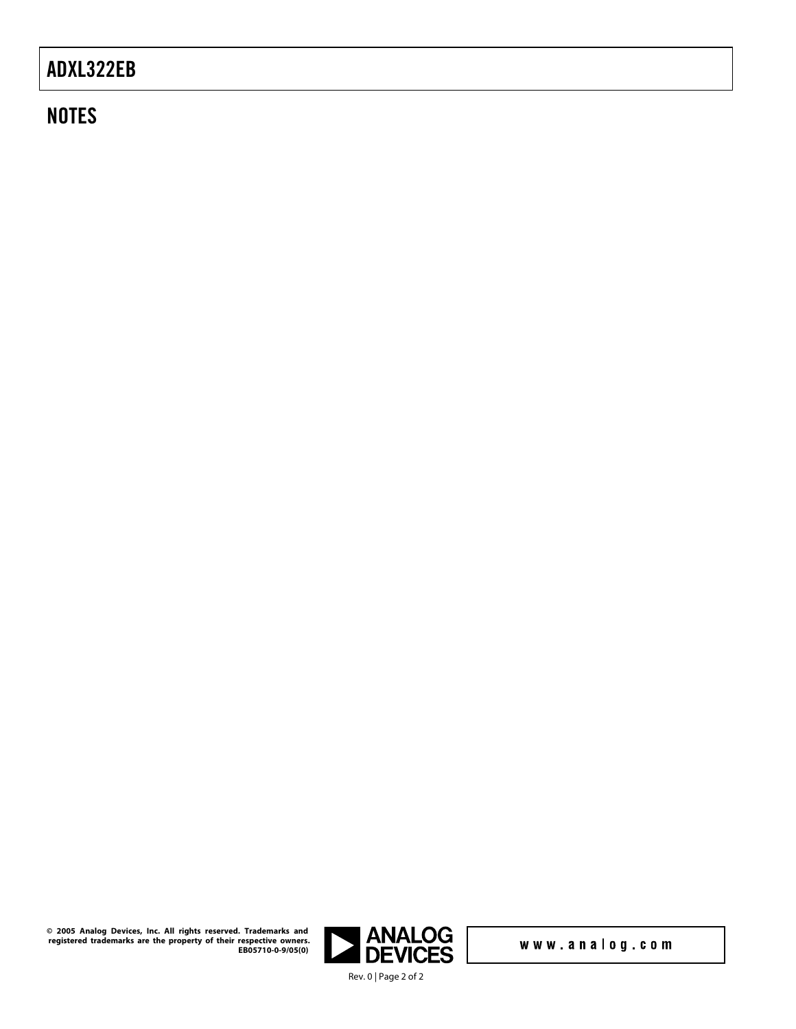## NOTES

© 2005 Analog Devices, Inc. All rights reserved. Trademarks and registered trademarks are the property of their respective owners. EB05710-0-9/05(0)

www.analog.com